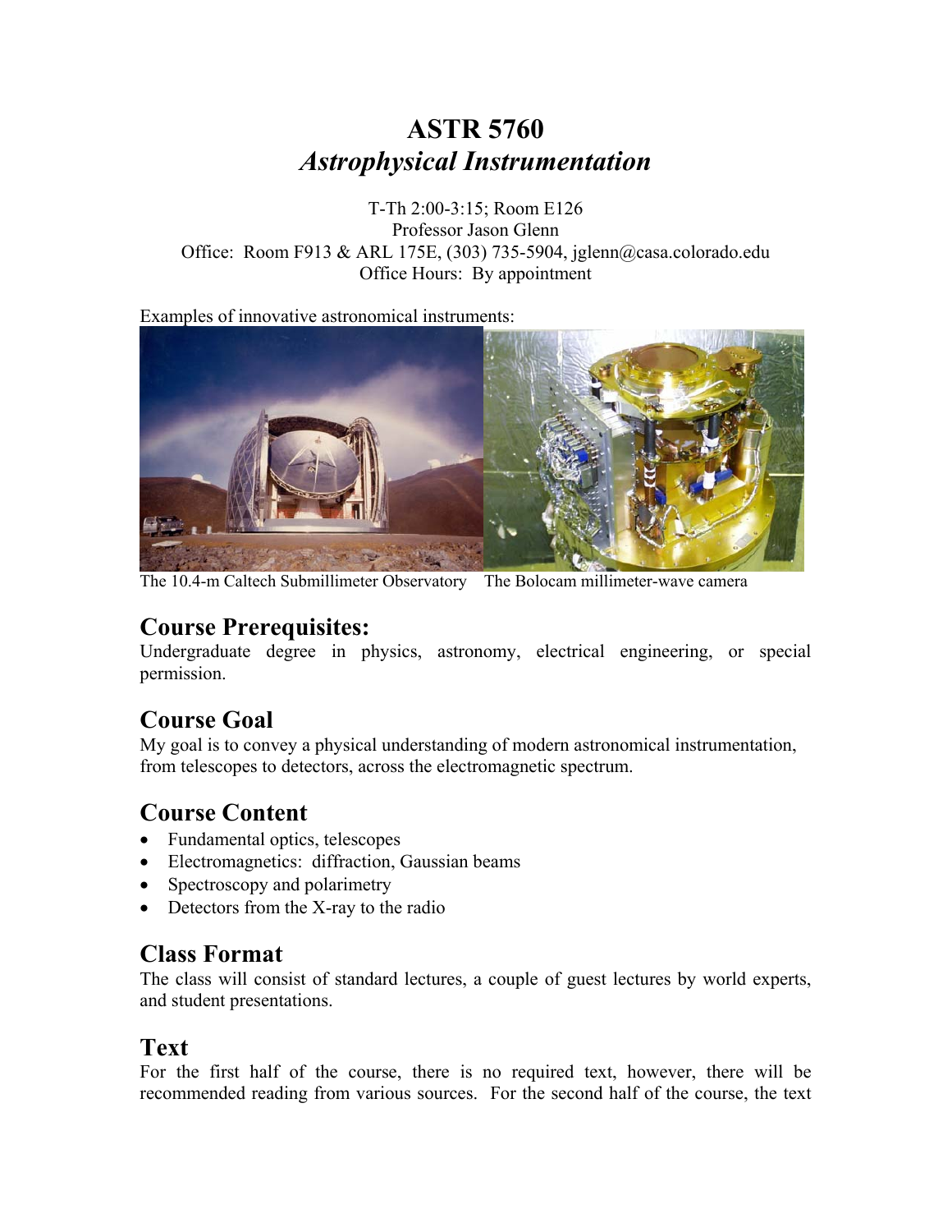# ASTR 5760
## *Astrophysical Instrumentation*

T-Th 2:00-3:15; Room E126
Professor Jason Glenn
Office: Room F913 & ARL 175E, (303) 735-5904, jglenn@casa.colorado.edu
Office Hours: By appointment

Examples of innovative astronomical instruments:

The 10.4-m Caltech Submillimeter Observatory    The Bolocam millimeter-wave camera

## Course Prerequisites:

Undergraduate degree in physics, astronomy, electrical engineering, or special permission.

## Course Goal

My goal is to convey a physical understanding of modern astronomical instrumentation, from telescopes to detectors, across the electromagnetic spectrum.

## Course Content

- Fundamental optics, telescopes
- Electromagnetics: diffraction, Gaussian beams
- Spectroscopy and polarimetry
- Detectors from the X-ray to the radio

## Class Format

The class will consist of standard lectures, a couple of guest lectures by world experts, and student presentations.

## Text

For the first half of the course, there is no required text, however, there will be recommended reading from various sources. For the second half of the course, the text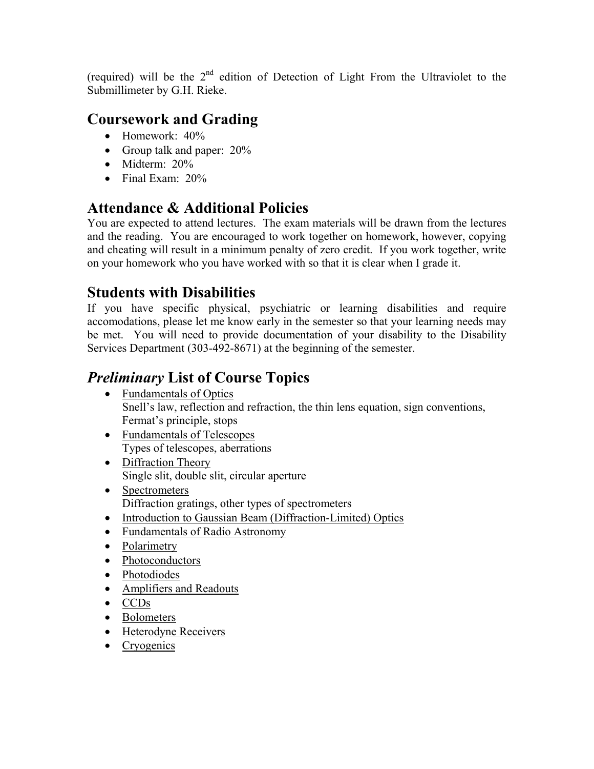(required) will be the 2nd edition of Detection of Light From the Ultraviolet to the Submillimeter by G.H. Rieke.

## Coursework and Grading

- Homework: 40%
- Group talk and paper: 20%
- Midterm: 20%
- Final Exam: 20%

## Attendance & Additional Policies

You are expected to attend lectures. The exam materials will be drawn from the lectures and the reading. You are encouraged to work together on homework, however, copying and cheating will result in a minimum penalty of zero credit. If you work together, write on your homework who you have worked with so that it is clear when I grade it.

## Students with Disabilities

If you have specific physical, psychiatric or learning disabilities and require accomodations, please let me know early in the semester so that your learning needs may be met. You will need to provide documentation of your disability to the Disability Services Department (303-492-8671) at the beginning of the semester.

## *Preliminary* List of Course Topics

- Fundamentals of Optics
  Snell's law, reflection and refraction, the thin lens equation, sign conventions, Fermat's principle, stops
- Fundamentals of Telescopes
  Types of telescopes, aberrations
- Diffraction Theory
  Single slit, double slit, circular aperture
- Spectrometers
  Diffraction gratings, other types of spectrometers
- Introduction to Gaussian Beam (Diffraction-Limited) Optics
- Fundamentals of Radio Astronomy
- Polarimetry
- Photoconductors
- Photodiodes
- Amplifiers and Readouts
- CCDs
- Bolometers
- Heterodyne Receivers
- Cryogenics